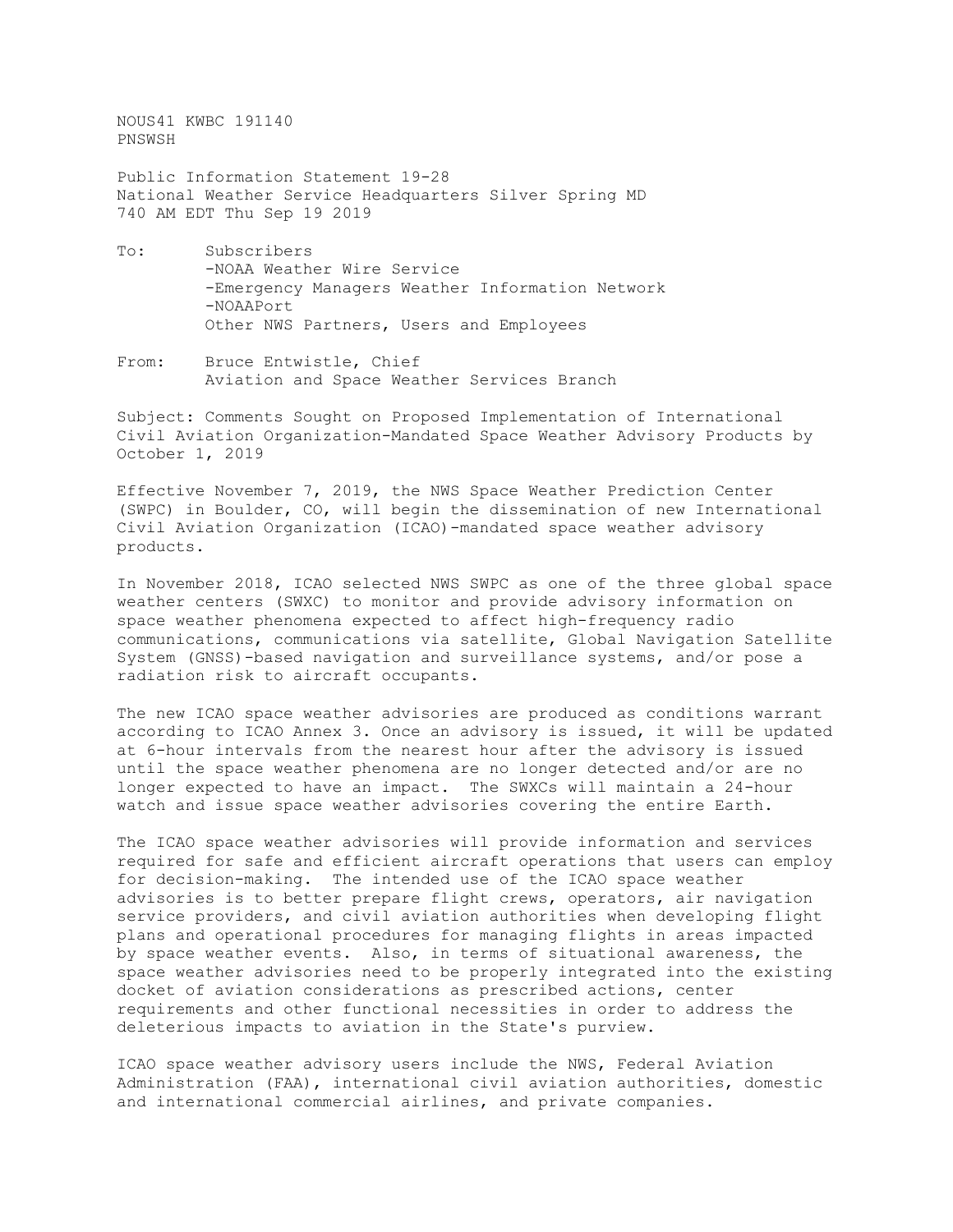NOUS41 KWBC 191140
PNSWSH

Public Information Statement 19-28
National Weather Service Headquarters Silver Spring MD
740 AM EDT Thu Sep 19 2019

To: Subscribers
- -NOAA Weather Wire Service
- -Emergency Managers Weather Information Network
- -NOAAPort

Other NWS Partners, Users and Employees

From: Bruce Entwistle, Chief
Aviation and Space Weather Services Branch

Subject: Comments Sought on Proposed Implementation of International Civil Aviation Organization-Mandated Space Weather Advisory Products by October 1, 2019

Effective November 7, 2019, the NWS Space Weather Prediction Center (SWPC) in Boulder, CO, will begin the dissemination of new International Civil Aviation Organization (ICAO)-mandated space weather advisory products.

In November 2018, ICAO selected NWS SWPC as one of the three global space weather centers (SWXC) to monitor and provide advisory information on space weather phenomena expected to affect high-frequency radio communications, communications via satellite, Global Navigation Satellite System (GNSS)-based navigation and surveillance systems, and/or pose a radiation risk to aircraft occupants.

The new ICAO space weather advisories are produced as conditions warrant according to ICAO Annex 3. Once an advisory is issued, it will be updated at 6-hour intervals from the nearest hour after the advisory is issued until the space weather phenomena are no longer detected and/or are no longer expected to have an impact. The SWXCs will maintain a 24-hour watch and issue space weather advisories covering the entire Earth.

The ICAO space weather advisories will provide information and services required for safe and efficient aircraft operations that users can employ for decision-making. The intended use of the ICAO space weather advisories is to better prepare flight crews, operators, air navigation service providers, and civil aviation authorities when developing flight plans and operational procedures for managing flights in areas impacted by space weather events. Also, in terms of situational awareness, the space weather advisories need to be properly integrated into the existing docket of aviation considerations as prescribed actions, center requirements and other functional necessities in order to address the deleterious impacts to aviation in the State's purview.

ICAO space weather advisory users include the NWS, Federal Aviation Administration (FAA), international civil aviation authorities, domestic and international commercial airlines, and private companies.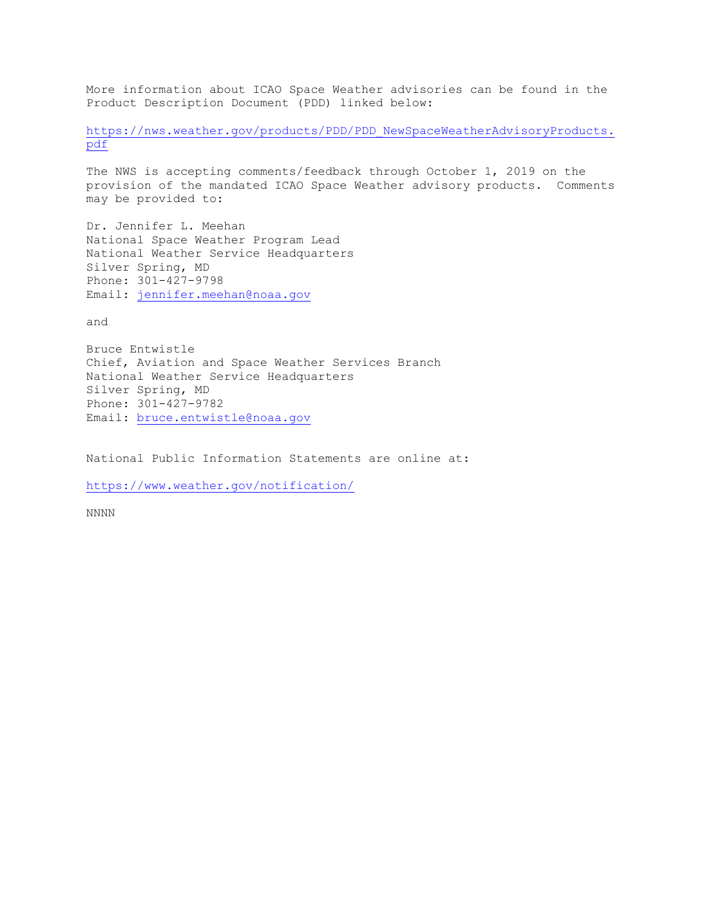More information about ICAO Space Weather advisories can be found in the Product Description Document (PDD) linked below:

https://nws.weather.gov/products/PDD/PDD_NewSpaceWeatherAdvisoryProducts.pdf

The NWS is accepting comments/feedback through October 1, 2019 on the provision of the mandated ICAO Space Weather advisory products. Comments may be provided to:

Dr. Jennifer L. Meehan
National Space Weather Program Lead
National Weather Service Headquarters
Silver Spring, MD
Phone: 301-427-9798
Email: jennifer.meehan@noaa.gov

and

Bruce Entwistle
Chief, Aviation and Space Weather Services Branch
National Weather Service Headquarters
Silver Spring, MD
Phone: 301-427-9782
Email: bruce.entwistle@noaa.gov

National Public Information Statements are online at:

https://www.weather.gov/notification/

NNNN